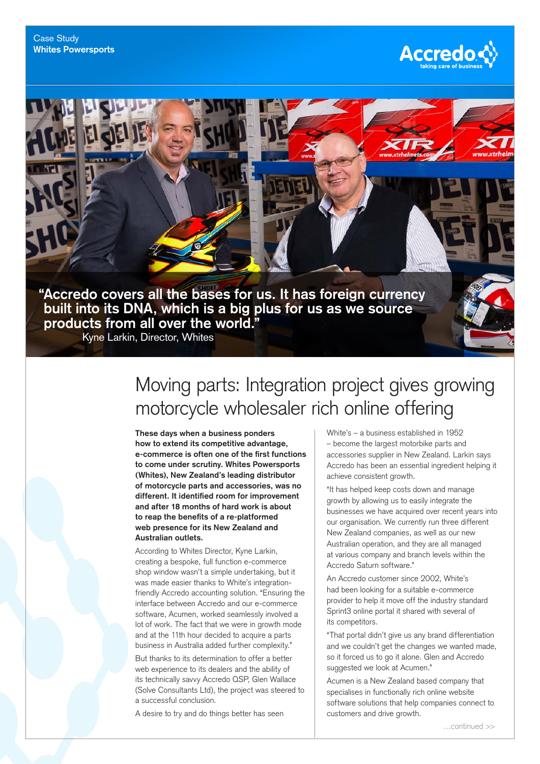Case Study
**Whites Powersports**

Accredo
taking care of business

**"Accredo covers all the bases for us. It has foreign currency built into its DNA, which is a big plus for us as we source products from all over the world."**
Kyne Larkin, Director, Whites

# Moving parts: Integration project gives growing motorcycle wholesaler rich online offering

**These days when a business ponders how to extend its competitive advantage, e-commerce is often one of the first functions to come under scrutiny. Whites Powersports (Whites), New Zealand's leading distributor of motorcycle parts and accessories, was no different. It identified room for improvement and after 18 months of hard work is about to reap the benefits of a re-platformed web presence for its New Zealand and Australian outlets.**

According to Whites Director, Kyne Larkin, creating a bespoke, full function e-commerce shop window wasn't a simple undertaking, but it was made easier thanks to White's integration-friendly Accredo accounting solution. "Ensuring the interface between Accredo and our e-commerce software, Acumen, worked seamlessly involved a lot of work. The fact that we were in growth mode and at the 11th hour decided to acquire a parts business in Australia added further complexity."

But thanks to its determination to offer a better web experience to its dealers and the ability of its technically savvy Accredo QSP, Glen Wallace (Solve Consultants Ltd), the project was steered to a successful conclusion.

A desire to try and do things better has seen White's – a business established in 1952 – become the largest motorbike parts and accessories supplier in New Zealand. Larkin says Accredo has been an essential ingredient helping it achieve consistent growth.

"It has helped keep costs down and manage growth by allowing us to easily integrate the businesses we have acquired over recent years into our organisation. We currently run three different New Zealand companies, as well as our new Australian operation, and they are all managed at various company and branch levels within the Accredo Saturn software."

An Accredo customer since 2002, White's had been looking for a suitable e-commerce provider to help it move off the industry standard Sprint3 online portal it shared with several of its competitors.

"That portal didn't give us any brand differentiation and we couldn't get the changes we wanted made, so it forced us to go it alone. Glen and Accredo suggested we look at Acumen."

Acumen is a New Zealand based company that specialises in functionally rich online website software solutions that help companies connect to customers and drive growth.

…continued >>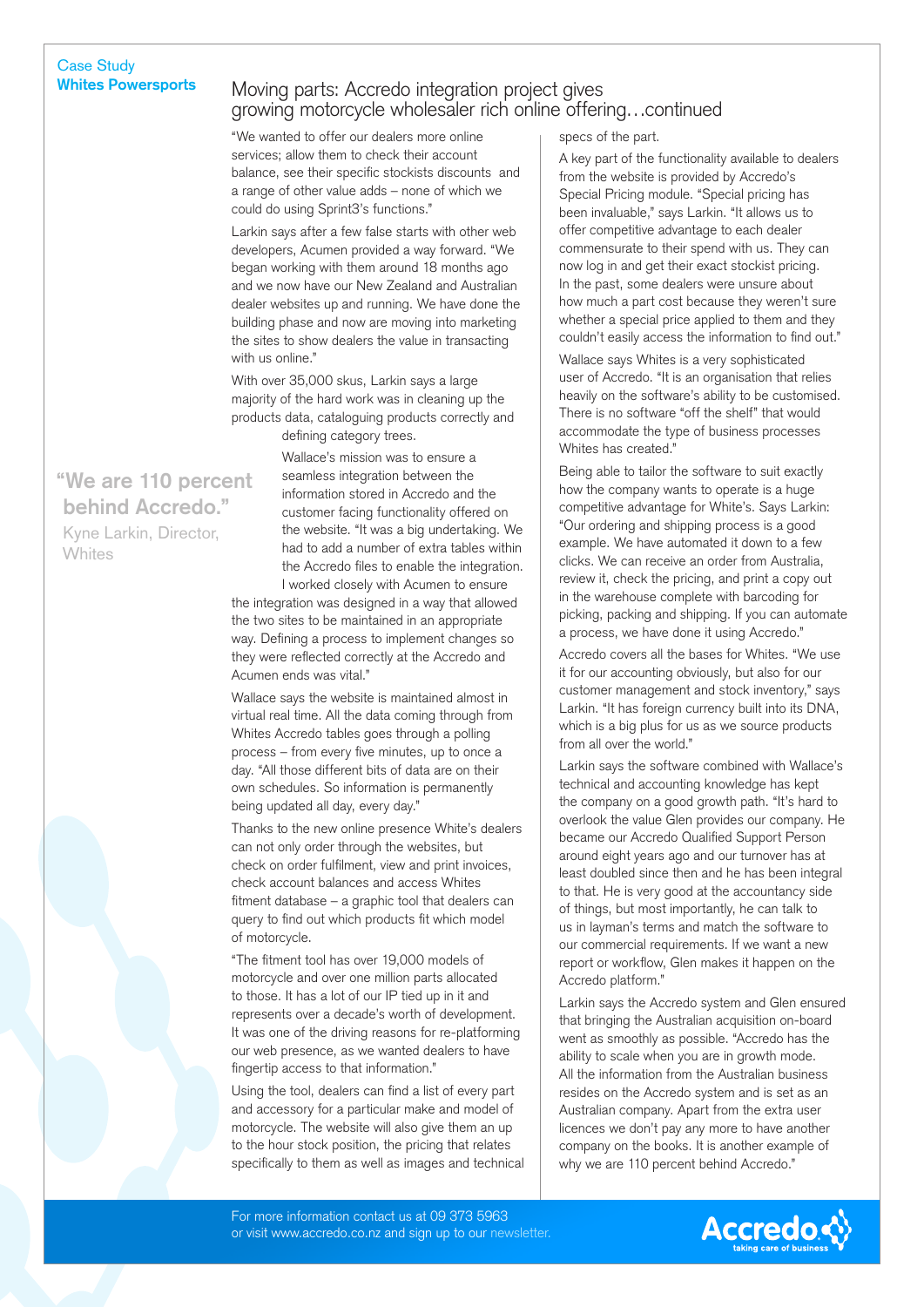Case Study
**Whites Powersports**

# Moving parts: Accredo integration project gives growing motorcycle wholesaler rich online offering…continued

"We wanted to offer our dealers more online services; allow them to check their account balance, see their specific stockists discounts and a range of other value adds – none of which we could do using Sprint3's functions."

Larkin says after a few false starts with other web developers, Acumen provided a way forward. "We began working with them around 18 months ago and we now have our New Zealand and Australian dealer websites up and running. We have done the building phase and now are moving into marketing the sites to show dealers the value in transacting with us online."

With over 35,000 skus, Larkin says a large majority of the hard work was in cleaning up the products data, cataloguing products correctly and defining category trees.

> "We are 110 percent behind Accredo."
>
> Kyne Larkin, Director, Whites

Wallace's mission was to ensure a seamless integration between the information stored in Accredo and the customer facing functionality offered on the website. "It was a big undertaking. We had to add a number of extra tables within the Accredo files to enable the integration. I worked closely with Acumen to ensure the integration was designed in a way that allowed the two sites to be maintained in an appropriate way. Defining a process to implement changes so they were reflected correctly at the Accredo and Acumen ends was vital."

Wallace says the website is maintained almost in virtual real time. All the data coming through from Whites Accredo tables goes through a polling process – from every five minutes, up to once a day. "All those different bits of data are on their own schedules. So information is permanently being updated all day, every day."

Thanks to the new online presence White's dealers can not only order through the websites, but check on order fulfilment, view and print invoices, check account balances and access Whites fitment database – a graphic tool that dealers can query to find out which products fit which model of motorcycle.

"The fitment tool has over 19,000 models of motorcycle and over one million parts allocated to those. It has a lot of our IP tied up in it and represents over a decade's worth of development. It was one of the driving reasons for re-platforming our web presence, as we wanted dealers to have fingertip access to that information."

Using the tool, dealers can find a list of every part and accessory for a particular make and model of motorcycle. The website will also give them an up to the hour stock position, the pricing that relates specifically to them as well as images and technical specs of the part.

A key part of the functionality available to dealers from the website is provided by Accredo's Special Pricing module. "Special pricing has been invaluable," says Larkin. "It allows us to offer competitive advantage to each dealer commensurate to their spend with us. They can now log in and get their exact stockist pricing. In the past, some dealers were unsure about how much a part cost because they weren't sure whether a special price applied to them and they couldn't easily access the information to find out."

Wallace says Whites is a very sophisticated user of Accredo. "It is an organisation that relies heavily on the software's ability to be customised. There is no software "off the shelf" that would accommodate the type of business processes Whites has created."

Being able to tailor the software to suit exactly how the company wants to operate is a huge competitive advantage for White's. Says Larkin: "Our ordering and shipping process is a good example. We have automated it down to a few clicks. We can receive an order from Australia, review it, check the pricing, and print a copy out in the warehouse complete with barcoding for picking, packing and shipping. If you can automate a process, we have done it using Accredo."

Accredo covers all the bases for Whites. "We use it for our accounting obviously, but also for our customer management and stock inventory," says Larkin. "It has foreign currency built into its DNA, which is a big plus for us as we source products from all over the world."

Larkin says the software combined with Wallace's technical and accounting knowledge has kept the company on a good growth path. "It's hard to overlook the value Glen provides our company. He became our Accredo Qualified Support Person around eight years ago and our turnover has at least doubled since then and he has been integral to that. He is very good at the accountancy side of things, but most importantly, he can talk to us in layman's terms and match the software to our commercial requirements. If we want a new report or workflow, Glen makes it happen on the Accredo platform."

Larkin says the Accredo system and Glen ensured that bringing the Australian acquisition on-board went as smoothly as possible. "Accredo has the ability to scale when you are in growth mode. All the information from the Australian business resides on the Accredo system and is set as an Australian company. Apart from the extra user licences we don't pay any more to have another company on the books. It is another example of why we are 110 percent behind Accredo."

For more information contact us at 09 373 5963
or visit www.accredo.co.nz and sign up to our newsletter.

Accredo
taking care of business